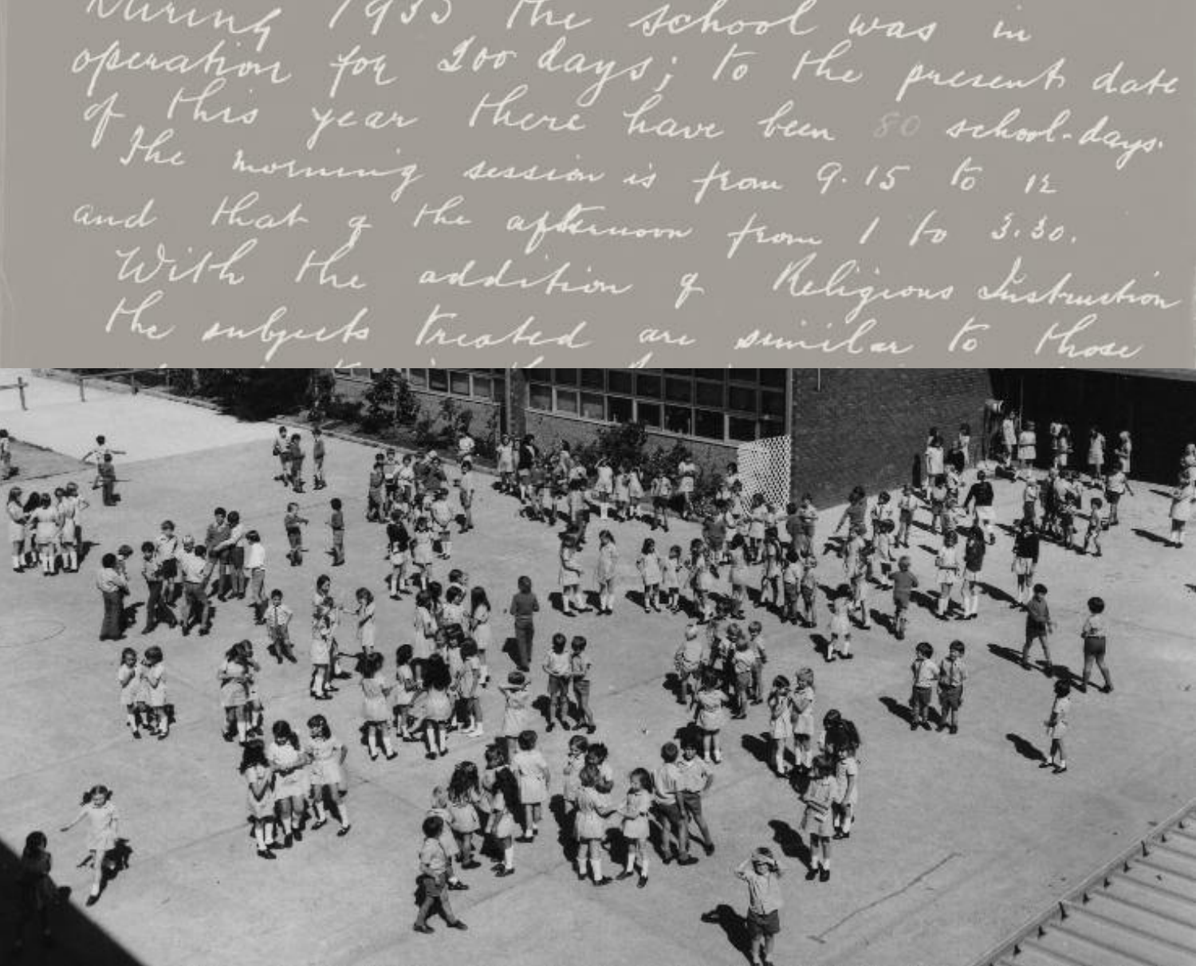During 1933 the school was in operation for 200 days; to the present date of this year there have been 80 school-days. The morning session is from 9.15 to 12 and that of the afternoon from 1 to 3.30. With the addition of Religious Instruction the subjects treated are similar to those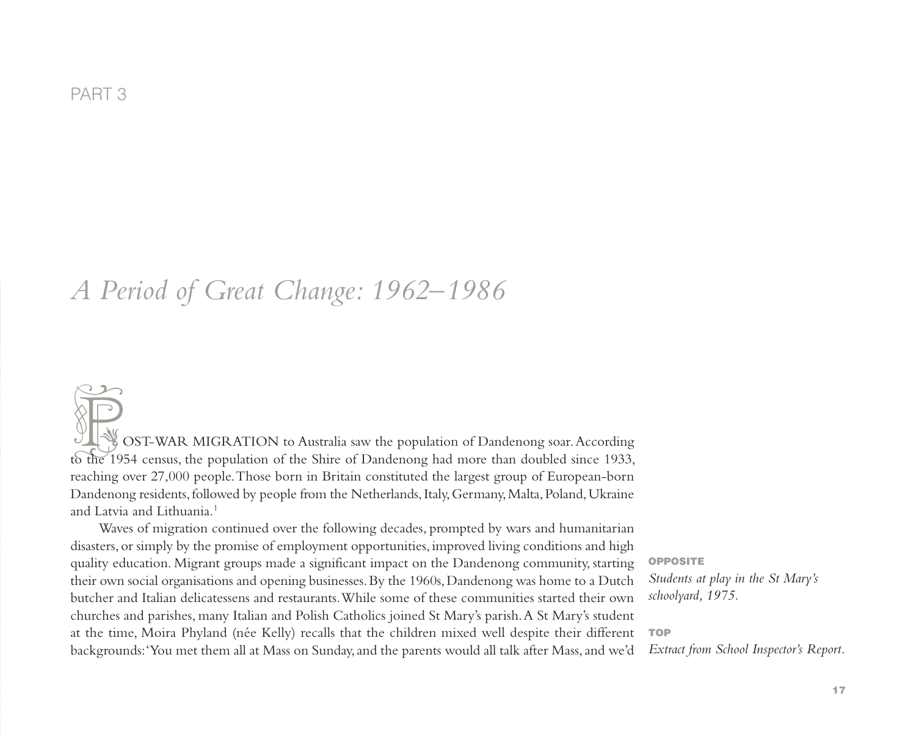PART 3

# *A Period of Great Change: 1962–1986*

POST-WAR MIGRATION to Australia saw the population of Dandenong soar. According to the 1954 census, the population of the Shire of Dandenong had more than doubled since 1933, reaching over 27,000 people. Those born in Britain constituted the largest group of European-born Dandenong residents, followed by people from the Netherlands, Italy, Germany, Malta, Poland, Ukraine and Latvia and Lithuania.[1]

Waves of migration continued over the following decades, prompted by wars and humanitarian disasters, or simply by the promise of employment opportunities, improved living conditions and high quality education. Migrant groups made a significant impact on the Dandenong community, starting their own social organisations and opening businesses. By the 1960s, Dandenong was home to a Dutch butcher and Italian delicatessens and restaurants. While some of these communities started their own churches and parishes, many Italian and Polish Catholics joined St Mary's parish. A St Mary's student at the time, Moira Phyland (née Kelly) recalls that the children mixed well despite their different backgrounds: 'You met them all at Mass on Sunday, and the parents would all talk after Mass, and we'd

**OPPOSITE**
*Students at play in the St Mary's schoolyard, 1975.*

**TOP**
*Extract from School Inspector's Report.*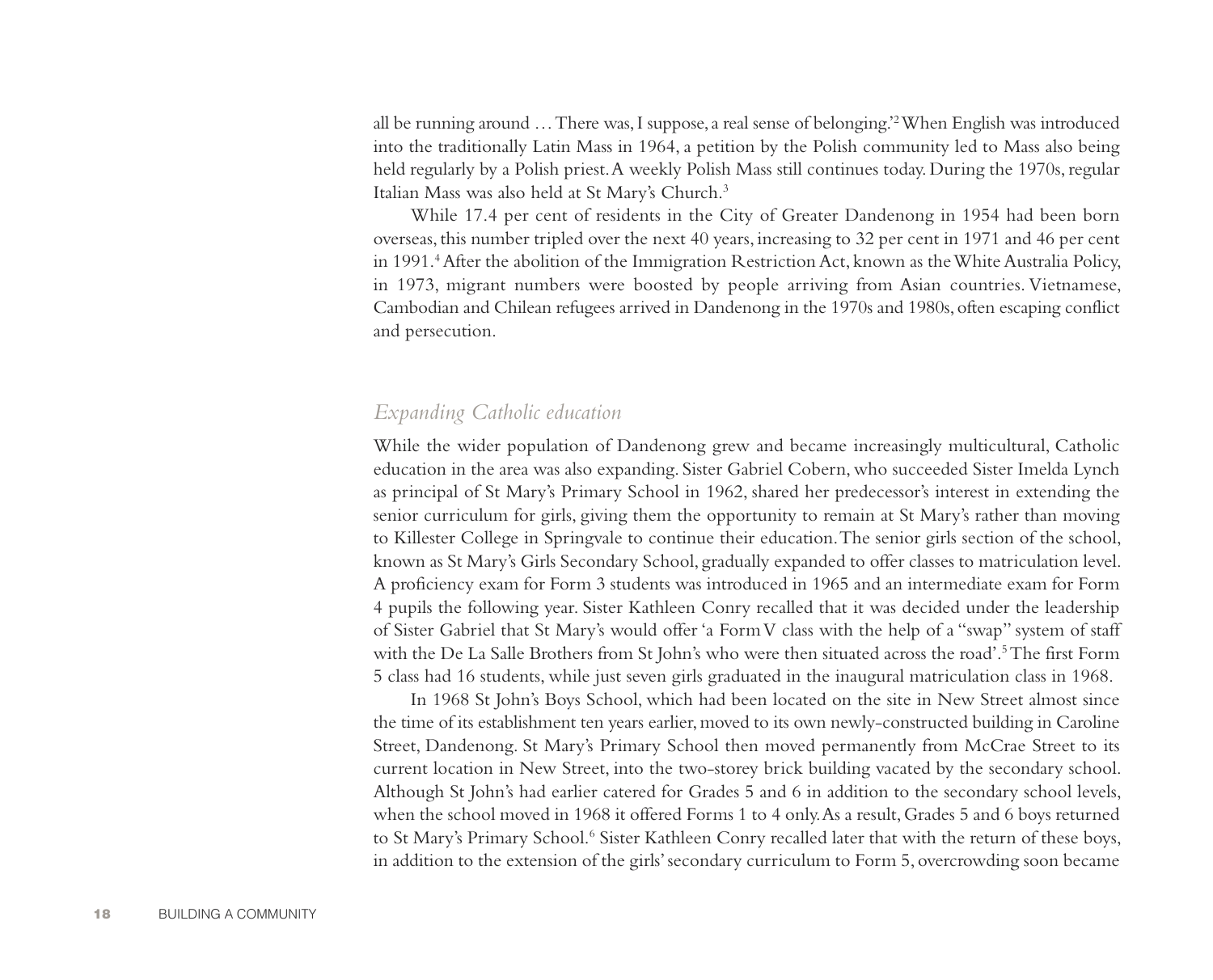all be running around … There was, I suppose, a real sense of belonging.'[2] When English was introduced into the traditionally Latin Mass in 1964, a petition by the Polish community led to Mass also being held regularly by a Polish priest. A weekly Polish Mass still continues today. During the 1970s, regular Italian Mass was also held at St Mary's Church.[3]

While 17.4 per cent of residents in the City of Greater Dandenong in 1954 had been born overseas, this number tripled over the next 40 years, increasing to 32 per cent in 1971 and 46 per cent in 1991.[4] After the abolition of the Immigration Restriction Act, known as the White Australia Policy, in 1973, migrant numbers were boosted by people arriving from Asian countries. Vietnamese, Cambodian and Chilean refugees arrived in Dandenong in the 1970s and 1980s, often escaping conflict and persecution.

## *Expanding Catholic education*

While the wider population of Dandenong grew and became increasingly multicultural, Catholic education in the area was also expanding. Sister Gabriel Cobern, who succeeded Sister Imelda Lynch as principal of St Mary's Primary School in 1962, shared her predecessor's interest in extending the senior curriculum for girls, giving them the opportunity to remain at St Mary's rather than moving to Killester College in Springvale to continue their education. The senior girls section of the school, known as St Mary's Girls Secondary School, gradually expanded to offer classes to matriculation level. A proficiency exam for Form 3 students was introduced in 1965 and an intermediate exam for Form 4 pupils the following year. Sister Kathleen Conry recalled that it was decided under the leadership of Sister Gabriel that St Mary's would offer 'a Form V class with the help of a "swap" system of staff with the De La Salle Brothers from St John's who were then situated across the road'.[5] The first Form 5 class had 16 students, while just seven girls graduated in the inaugural matriculation class in 1968.

In 1968 St John's Boys School, which had been located on the site in New Street almost since the time of its establishment ten years earlier, moved to its own newly-constructed building in Caroline Street, Dandenong. St Mary's Primary School then moved permanently from McCrae Street to its current location in New Street, into the two-storey brick building vacated by the secondary school. Although St John's had earlier catered for Grades 5 and 6 in addition to the secondary school levels, when the school moved in 1968 it offered Forms 1 to 4 only. As a result, Grades 5 and 6 boys returned to St Mary's Primary School.[6] Sister Kathleen Conry recalled later that with the return of these boys, in addition to the extension of the girls' secondary curriculum to Form 5, overcrowding soon became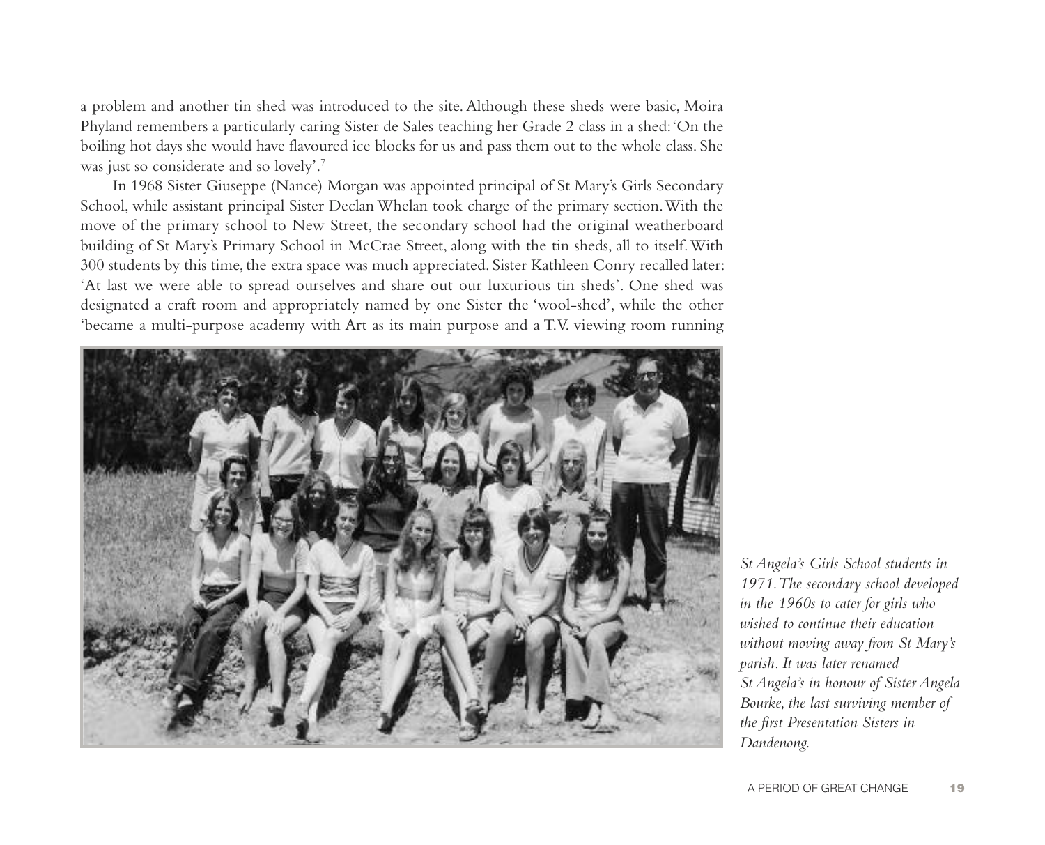a problem and another tin shed was introduced to the site. Although these sheds were basic, Moira Phyland remembers a particularly caring Sister de Sales teaching her Grade 2 class in a shed: 'On the boiling hot days she would have flavoured ice blocks for us and pass them out to the whole class. She was just so considerate and so lovely'.[7]

In 1968 Sister Giuseppe (Nance) Morgan was appointed principal of St Mary's Girls Secondary School, while assistant principal Sister Declan Whelan took charge of the primary section. With the move of the primary school to New Street, the secondary school had the original weatherboard building of St Mary's Primary School in McCrae Street, along with the tin sheds, all to itself. With 300 students by this time, the extra space was much appreciated. Sister Kathleen Conry recalled later: 'At last we were able to spread ourselves and share out our luxurious tin sheds'. One shed was designated a craft room and appropriately named by one Sister the 'wool-shed', while the other 'became a multi-purpose academy with Art as its main purpose and a T.V. viewing room running

*St Angela's Girls School students in 1971. The secondary school developed in the 1960s to cater for girls who wished to continue their education without moving away from St Mary's parish. It was later renamed St Angela's in honour of Sister Angela Bourke, the last surviving member of the first Presentation Sisters in Dandenong.*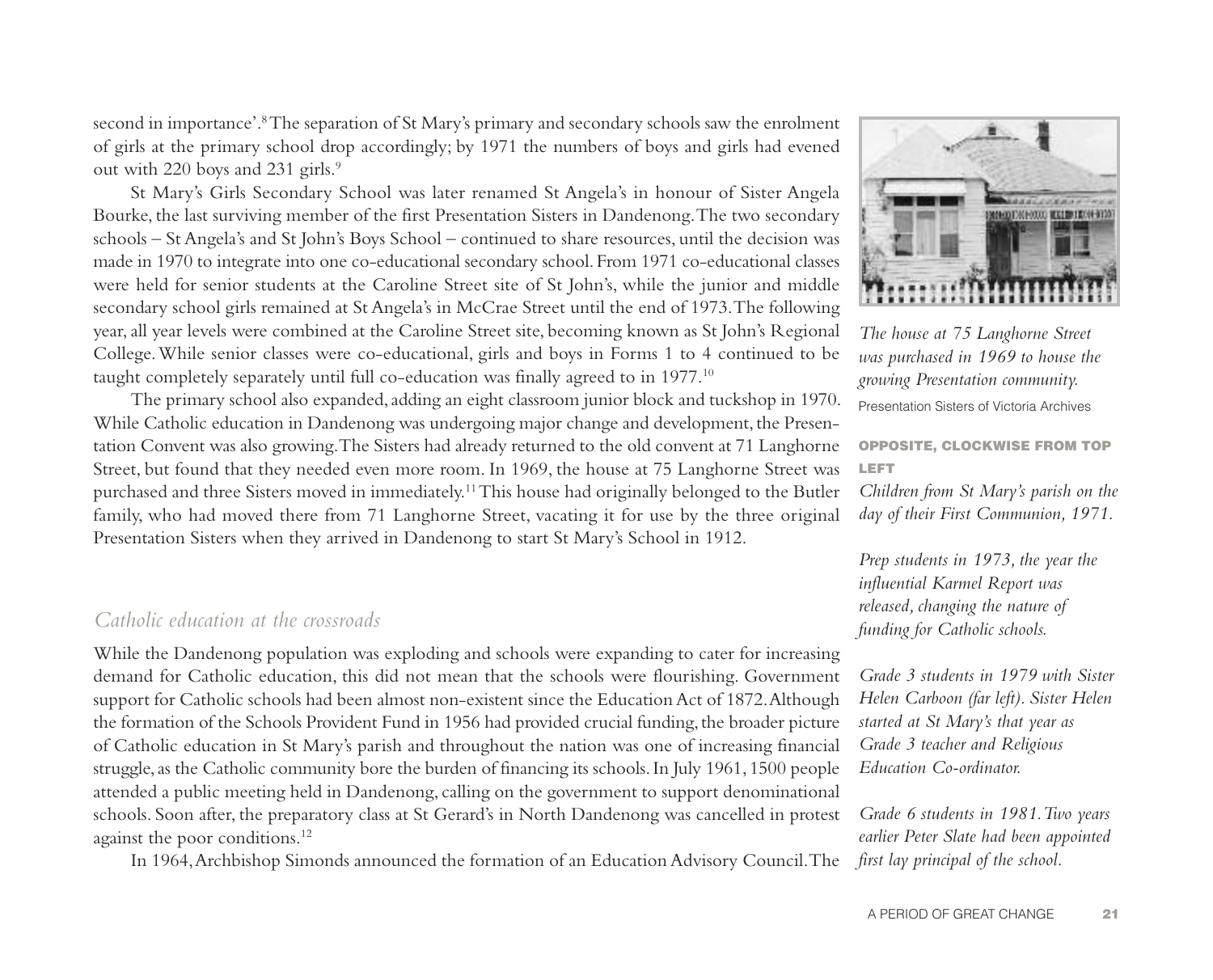second in importance'.[8] The separation of St Mary's primary and secondary schools saw the enrolment of girls at the primary school drop accordingly; by 1971 the numbers of boys and girls had evened out with 220 boys and 231 girls.[9]

St Mary's Girls Secondary School was later renamed St Angela's in honour of Sister Angela Bourke, the last surviving member of the first Presentation Sisters in Dandenong. The two secondary schools – St Angela's and St John's Boys School – continued to share resources, until the decision was made in 1970 to integrate into one co-educational secondary school. From 1971 co-educational classes were held for senior students at the Caroline Street site of St John's, while the junior and middle secondary school girls remained at St Angela's in McCrae Street until the end of 1973. The following year, all year levels were combined at the Caroline Street site, becoming known as St John's Regional College. While senior classes were co-educational, girls and boys in Forms 1 to 4 continued to be taught completely separately until full co-education was finally agreed to in 1977.[10]

The primary school also expanded, adding an eight classroom junior block and tuckshop in 1970. While Catholic education in Dandenong was undergoing major change and development, the Presentation Convent was also growing. The Sisters had already returned to the old convent at 71 Langhorne Street, but found that they needed even more room. In 1969, the house at 75 Langhorne Street was purchased and three Sisters moved in immediately.[11] This house had originally belonged to the Butler family, who had moved there from 71 Langhorne Street, vacating it for use by the three original Presentation Sisters when they arrived in Dandenong to start St Mary's School in 1912.

*The house at 75 Langhorne Street was purchased in 1969 to house the growing Presentation community.*
Presentation Sisters of Victoria Archives

**OPPOSITE, CLOCKWISE FROM TOP LEFT**

*Children from St Mary's parish on the day of their First Communion, 1971.*

*Prep students in 1973, the year the influential Karmel Report was released, changing the nature of funding for Catholic schools.*

*Grade 3 students in 1979 with Sister Helen Carboon (far left). Sister Helen started at St Mary's that year as Grade 3 teacher and Religious Education Co-ordinator.*

*Grade 6 students in 1981. Two years earlier Peter Slate had been appointed first lay principal of the school.*

## *Catholic education at the crossroads*

While the Dandenong population was exploding and schools were expanding to cater for increasing demand for Catholic education, this did not mean that the schools were flourishing. Government support for Catholic schools had been almost non-existent since the Education Act of 1872. Although the formation of the Schools Provident Fund in 1956 had provided crucial funding, the broader picture of Catholic education in St Mary's parish and throughout the nation was one of increasing financial struggle, as the Catholic community bore the burden of financing its schools. In July 1961, 1500 people attended a public meeting held in Dandenong, calling on the government to support denominational schools. Soon after, the preparatory class at St Gerard's in North Dandenong was cancelled in protest against the poor conditions.[12]

In 1964, Archbishop Simonds announced the formation of an Education Advisory Council. The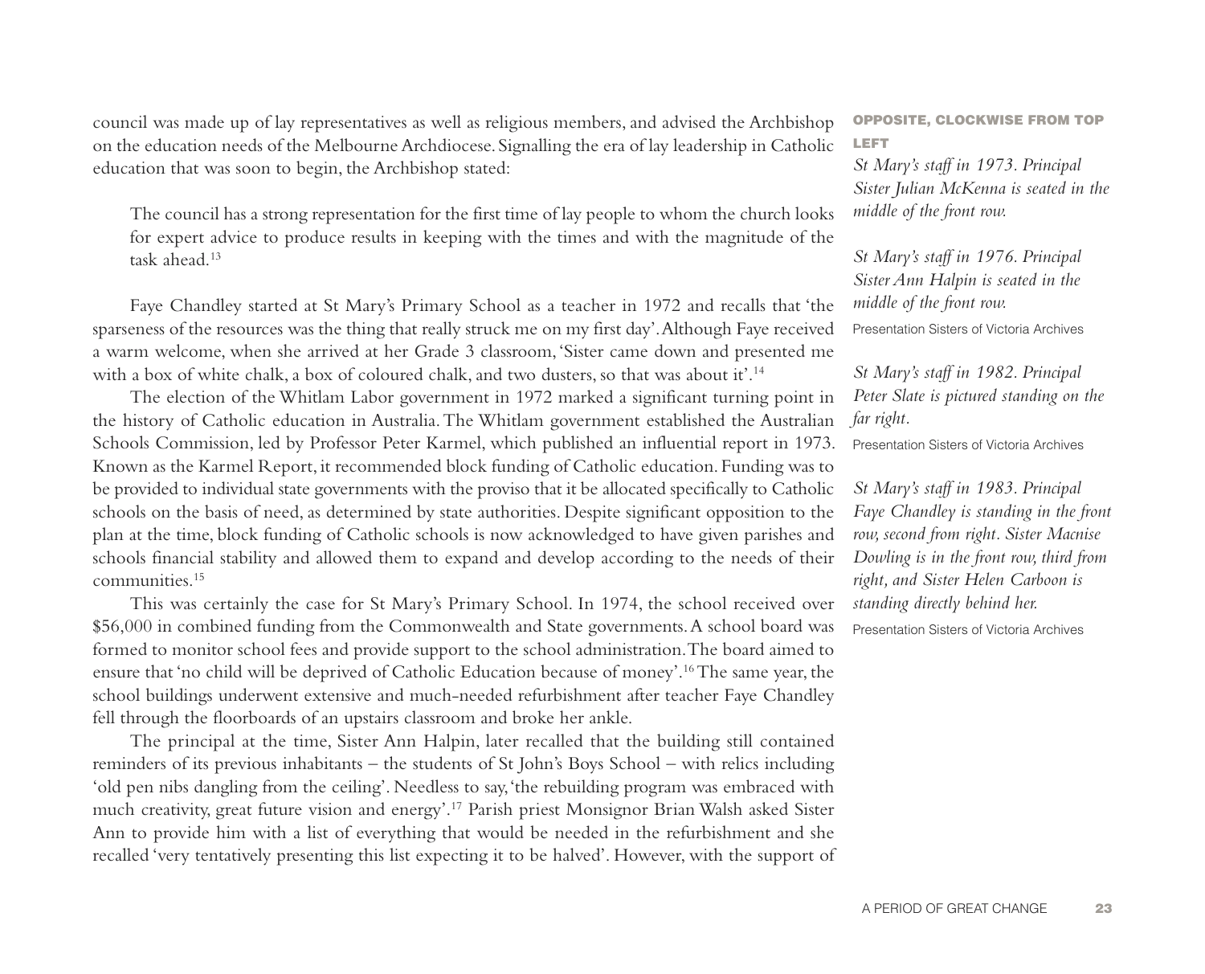council was made up of lay representatives as well as religious members, and advised the Archbishop on the education needs of the Melbourne Archdiocese. Signalling the era of lay leadership in Catholic education that was soon to begin, the Archbishop stated:

> The council has a strong representation for the first time of lay people to whom the church looks for expert advice to produce results in keeping with the times and with the magnitude of the task ahead.[13]

Faye Chandley started at St Mary's Primary School as a teacher in 1972 and recalls that 'the sparseness of the resources was the thing that really struck me on my first day'. Although Faye received a warm welcome, when she arrived at her Grade 3 classroom, 'Sister came down and presented me with a box of white chalk, a box of coloured chalk, and two dusters, so that was about it'.[14]

The election of the Whitlam Labor government in 1972 marked a significant turning point in the history of Catholic education in Australia. The Whitlam government established the Australian Schools Commission, led by Professor Peter Karmel, which published an influential report in 1973. Known as the Karmel Report, it recommended block funding of Catholic education. Funding was to be provided to individual state governments with the proviso that it be allocated specifically to Catholic schools on the basis of need, as determined by state authorities. Despite significant opposition to the plan at the time, block funding of Catholic schools is now acknowledged to have given parishes and schools financial stability and allowed them to expand and develop according to the needs of their communities.[15]

This was certainly the case for St Mary's Primary School. In 1974, the school received over $56,000 in combined funding from the Commonwealth and State governments. A school board was formed to monitor school fees and provide support to the school administration. The board aimed to ensure that 'no child will be deprived of Catholic Education because of money'.[16] The same year, the school buildings underwent extensive and much-needed refurbishment after teacher Faye Chandley fell through the floorboards of an upstairs classroom and broke her ankle.

The principal at the time, Sister Ann Halpin, later recalled that the building still contained reminders of its previous inhabitants – the students of St John's Boys School – with relics including 'old pen nibs dangling from the ceiling'. Needless to say, 'the rebuilding program was embraced with much creativity, great future vision and energy'.[17] Parish priest Monsignor Brian Walsh asked Sister Ann to provide him with a list of everything that would be needed in the refurbishment and she recalled 'very tentatively presenting this list expecting it to be halved'. However, with the support of

**OPPOSITE, CLOCKWISE FROM TOP LEFT**

*St Mary's staff in 1973. Principal Sister Julian McKenna is seated in the middle of the front row.*

*St Mary's staff in 1976. Principal Sister Ann Halpin is seated in the middle of the front row.*
Presentation Sisters of Victoria Archives

*St Mary's staff in 1982. Principal Peter Slate is pictured standing on the far right.*
Presentation Sisters of Victoria Archives

*St Mary's staff in 1983. Principal Faye Chandley is standing in the front row, second from right. Sister Macnise Dowling is in the front row, third from right, and Sister Helen Carboon is standing directly behind her.*
Presentation Sisters of Victoria Archives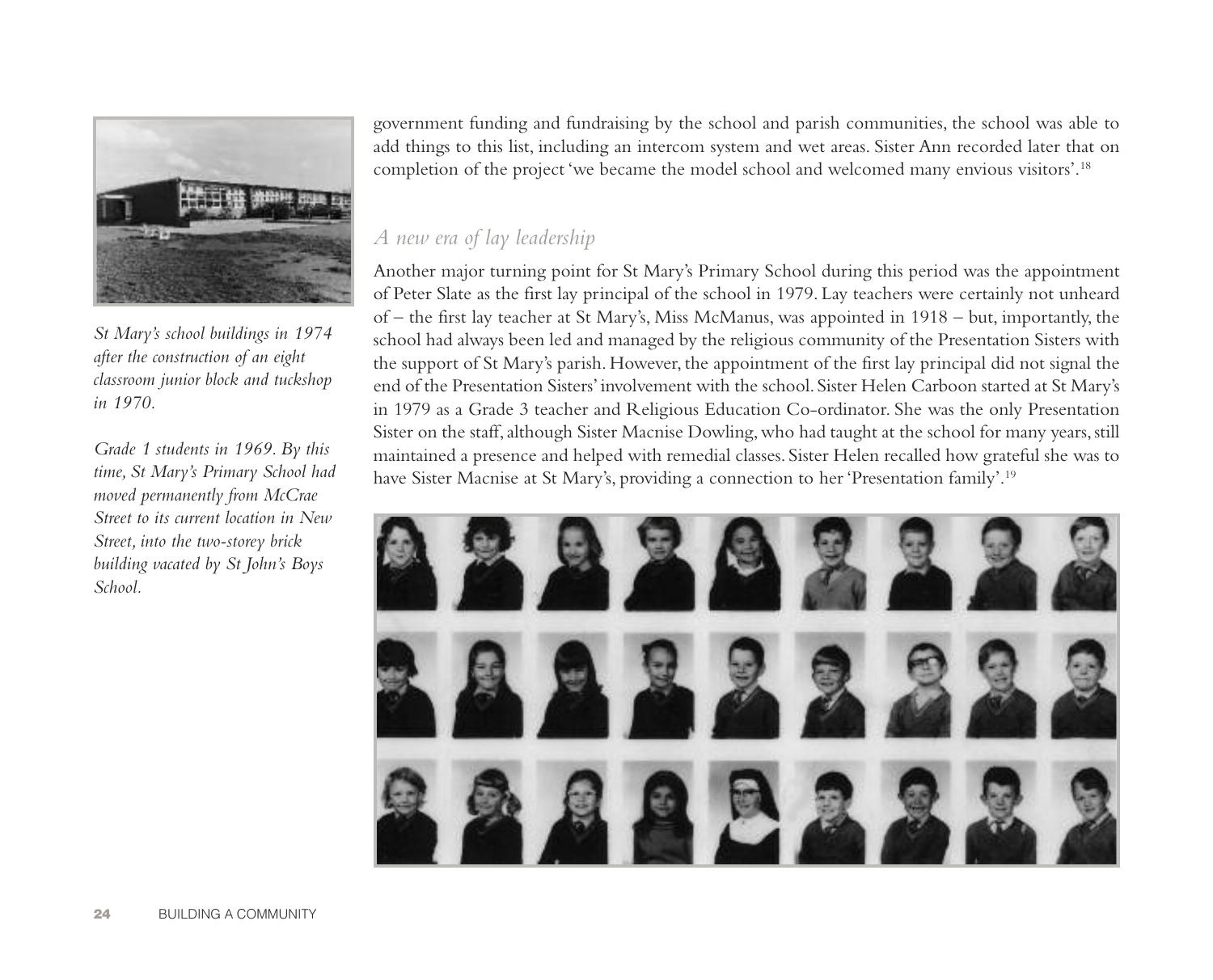St Mary's school buildings in 1974 after the construction of an eight classroom junior block and tuckshop in 1970.

Grade 1 students in 1969. By this time, St Mary's Primary School had moved permanently from McCrae Street to its current location in New Street, into the two-storey brick building vacated by St John's Boys School.

government funding and fundraising by the school and parish communities, the school was able to add things to this list, including an intercom system and wet areas. Sister Ann recorded later that on completion of the project 'we became the model school and welcomed many envious visitors'.[18]

## *A new era of lay leadership*

Another major turning point for St Mary's Primary School during this period was the appointment of Peter Slate as the first lay principal of the school in 1979. Lay teachers were certainly not unheard of – the first lay teacher at St Mary's, Miss McManus, was appointed in 1918 – but, importantly, the school had always been led and managed by the religious community of the Presentation Sisters with the support of St Mary's parish. However, the appointment of the first lay principal did not signal the end of the Presentation Sisters' involvement with the school. Sister Helen Carboon started at St Mary's in 1979 as a Grade 3 teacher and Religious Education Co-ordinator. She was the only Presentation Sister on the staff, although Sister Macnise Dowling, who had taught at the school for many years, still maintained a presence and helped with remedial classes. Sister Helen recalled how grateful she was to have Sister Macnise at St Mary's, providing a connection to her 'Presentation family'.[19]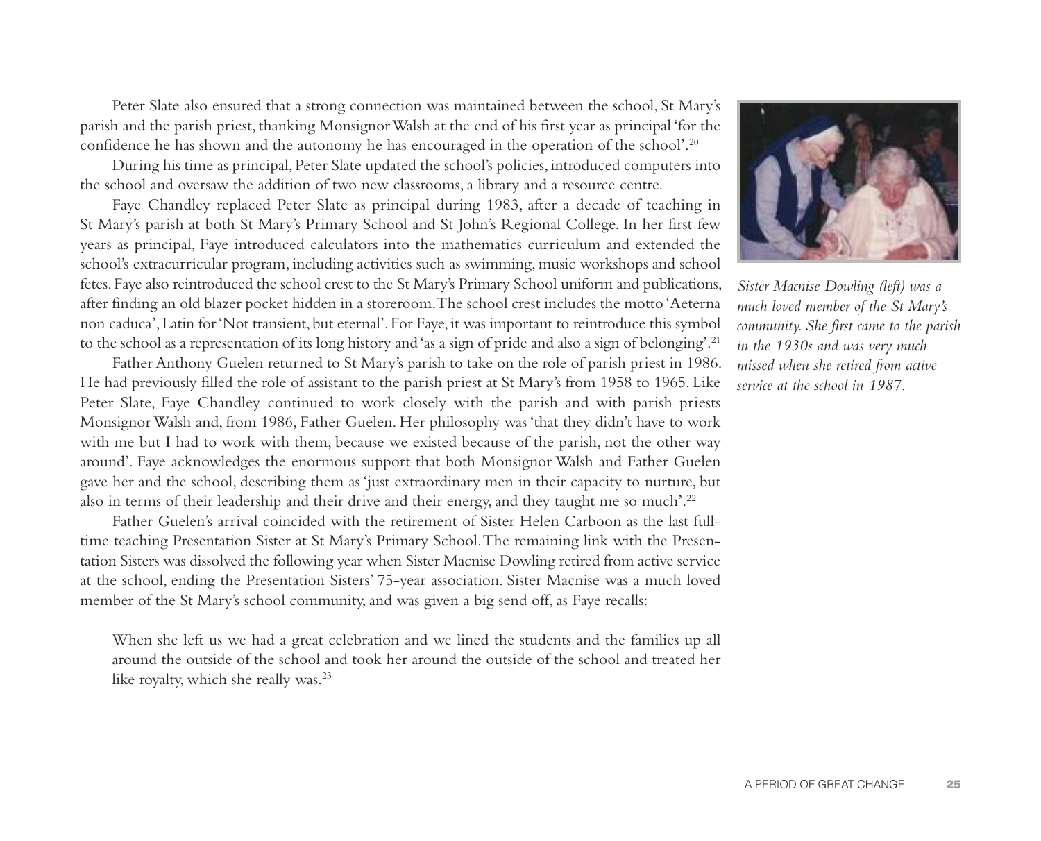Peter Slate also ensured that a strong connection was maintained between the school, St Mary's parish and the parish priest, thanking Monsignor Walsh at the end of his first year as principal 'for the confidence he has shown and the autonomy he has encouraged in the operation of the school'.[20]

During his time as principal, Peter Slate updated the school's policies, introduced computers into the school and oversaw the addition of two new classrooms, a library and a resource centre.

Faye Chandley replaced Peter Slate as principal during 1983, after a decade of teaching in St Mary's parish at both St Mary's Primary School and St John's Regional College. In her first few years as principal, Faye introduced calculators into the mathematics curriculum and extended the school's extracurricular program, including activities such as swimming, music workshops and school fetes. Faye also reintroduced the school crest to the St Mary's Primary School uniform and publications, after finding an old blazer pocket hidden in a storeroom. The school crest includes the motto 'Aeterna non caduca', Latin for 'Not transient, but eternal'. For Faye, it was important to reintroduce this symbol to the school as a representation of its long history and 'as a sign of pride and also a sign of belonging'.[21]

Father Anthony Guelen returned to St Mary's parish to take on the role of parish priest in 1986. He had previously filled the role of assistant to the parish priest at St Mary's from 1958 to 1965. Like Peter Slate, Faye Chandley continued to work closely with the parish and with parish priests Monsignor Walsh and, from 1986, Father Guelen. Her philosophy was 'that they didn't have to work with me but I had to work with them, because we existed because of the parish, not the other way around'. Faye acknowledges the enormous support that both Monsignor Walsh and Father Guelen gave her and the school, describing them as 'just extraordinary men in their capacity to nurture, but also in terms of their leadership and their drive and their energy, and they taught me so much'.[22]

Father Guelen's arrival coincided with the retirement of Sister Helen Carboon as the last full-time teaching Presentation Sister at St Mary's Primary School. The remaining link with the Presentation Sisters was dissolved the following year when Sister Macnise Dowling retired from active service at the school, ending the Presentation Sisters' 75-year association. Sister Macnise was a much loved member of the St Mary's school community, and was given a big send off, as Faye recalls:

> When she left us we had a great celebration and we lined the students and the families up all around the outside of the school and took her around the outside of the school and treated her like royalty, which she really was.[23]

*Sister Macnise Dowling (left) was a much loved member of the St Mary's community. She first came to the parish in the 1930s and was very much missed when she retired from active service at the school in 1987.*